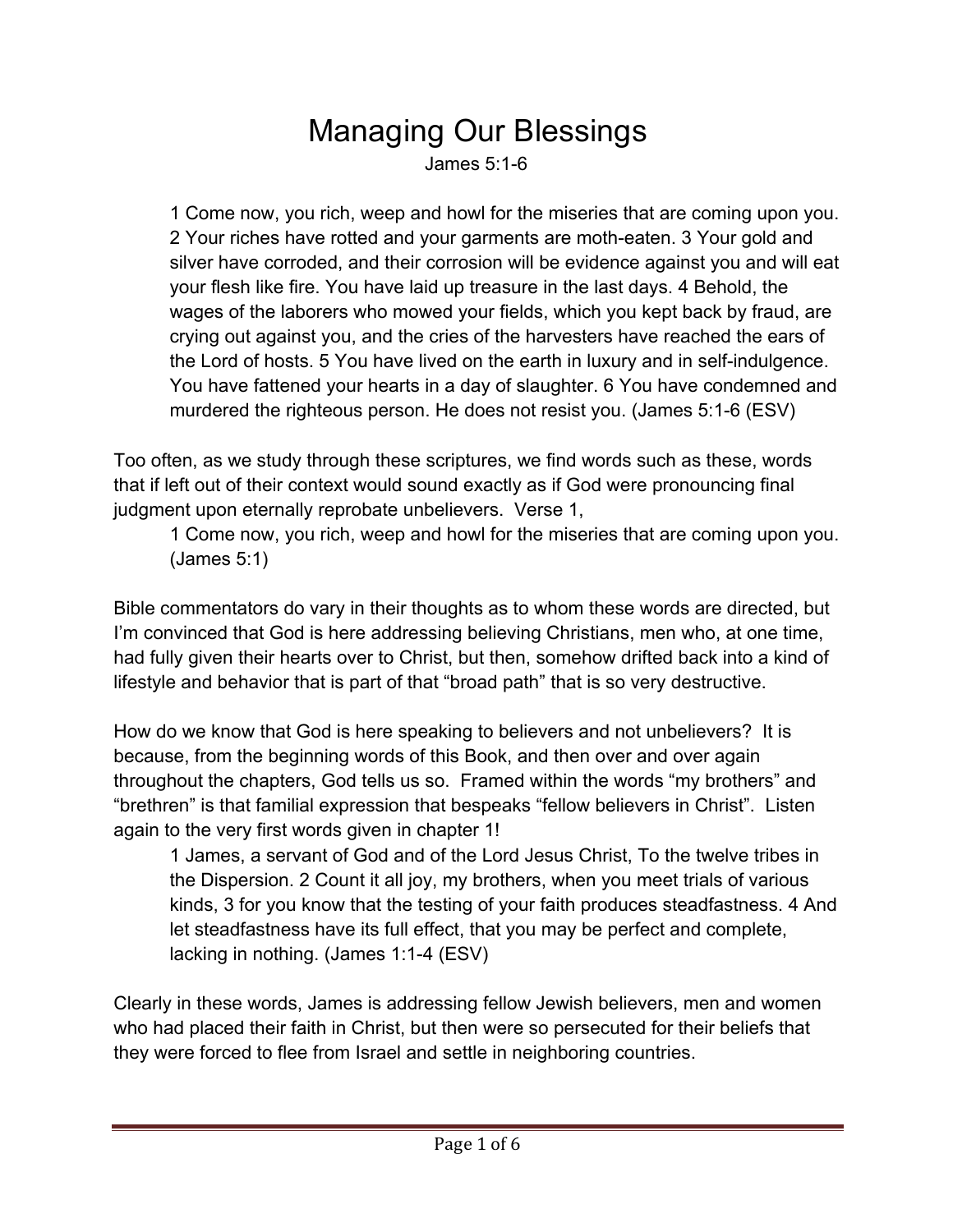# Managing Our Blessings

James 5:1-6

> 1 Come now, you rich, weep and howl for the miseries that are coming upon you. 2 Your riches have rotted and your garments are moth-eaten. 3 Your gold and silver have corroded, and their corrosion will be evidence against you and will eat your flesh like fire. You have laid up treasure in the last days. 4 Behold, the wages of the laborers who mowed your fields, which you kept back by fraud, are crying out against you, and the cries of the harvesters have reached the ears of the Lord of hosts. 5 You have lived on the earth in luxury and in self-indulgence. You have fattened your hearts in a day of slaughter. 6 You have condemned and murdered the righteous person. He does not resist you. (James 5:1-6 (ESV)

Too often, as we study through these scriptures, we find words such as these, words that if left out of their context would sound exactly as if God were pronouncing final judgment upon eternally reprobate unbelievers. Verse 1,

> 1 Come now, you rich, weep and howl for the miseries that are coming upon you. (James 5:1)

Bible commentators do vary in their thoughts as to whom these words are directed, but I'm convinced that God is here addressing believing Christians, men who, at one time, had fully given their hearts over to Christ, but then, somehow drifted back into a kind of lifestyle and behavior that is part of that "broad path" that is so very destructive.

How do we know that God is here speaking to believers and not unbelievers? It is because, from the beginning words of this Book, and then over and over again throughout the chapters, God tells us so. Framed within the words "my brothers" and "brethren" is that familial expression that bespeaks "fellow believers in Christ". Listen again to the very first words given in chapter 1!

> 1 James, a servant of God and of the Lord Jesus Christ, To the twelve tribes in the Dispersion. 2 Count it all joy, my brothers, when you meet trials of various kinds, 3 for you know that the testing of your faith produces steadfastness. 4 And let steadfastness have its full effect, that you may be perfect and complete, lacking in nothing. (James 1:1-4 (ESV)

Clearly in these words, James is addressing fellow Jewish believers, men and women who had placed their faith in Christ, but then were so persecuted for their beliefs that they were forced to flee from Israel and settle in neighboring countries.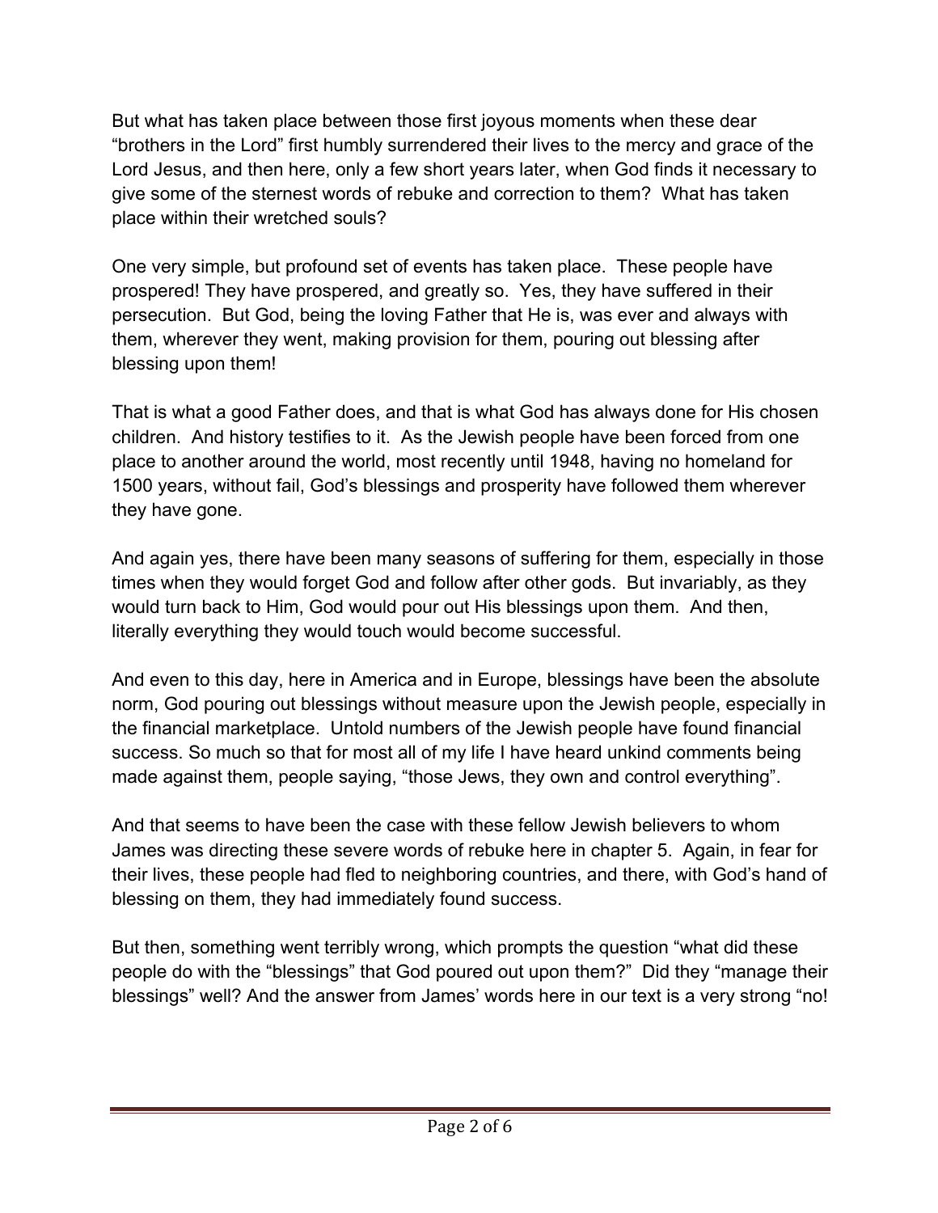But what has taken place between those first joyous moments when these dear "brothers in the Lord" first humbly surrendered their lives to the mercy and grace of the Lord Jesus, and then here, only a few short years later, when God finds it necessary to give some of the sternest words of rebuke and correction to them? What has taken place within their wretched souls?

One very simple, but profound set of events has taken place. These people have prospered! They have prospered, and greatly so. Yes, they have suffered in their persecution. But God, being the loving Father that He is, was ever and always with them, wherever they went, making provision for them, pouring out blessing after blessing upon them!

That is what a good Father does, and that is what God has always done for His chosen children. And history testifies to it. As the Jewish people have been forced from one place to another around the world, most recently until 1948, having no homeland for 1500 years, without fail, God's blessings and prosperity have followed them wherever they have gone.

And again yes, there have been many seasons of suffering for them, especially in those times when they would forget God and follow after other gods. But invariably, as they would turn back to Him, God would pour out His blessings upon them. And then, literally everything they would touch would become successful.

And even to this day, here in America and in Europe, blessings have been the absolute norm, God pouring out blessings without measure upon the Jewish people, especially in the financial marketplace. Untold numbers of the Jewish people have found financial success. So much so that for most all of my life I have heard unkind comments being made against them, people saying, "those Jews, they own and control everything".

And that seems to have been the case with these fellow Jewish believers to whom James was directing these severe words of rebuke here in chapter 5. Again, in fear for their lives, these people had fled to neighboring countries, and there, with God's hand of blessing on them, they had immediately found success.

But then, something went terribly wrong, which prompts the question "what did these people do with the "blessings" that God poured out upon them?" Did they "manage their blessings" well? And the answer from James' words here in our text is a very strong "no!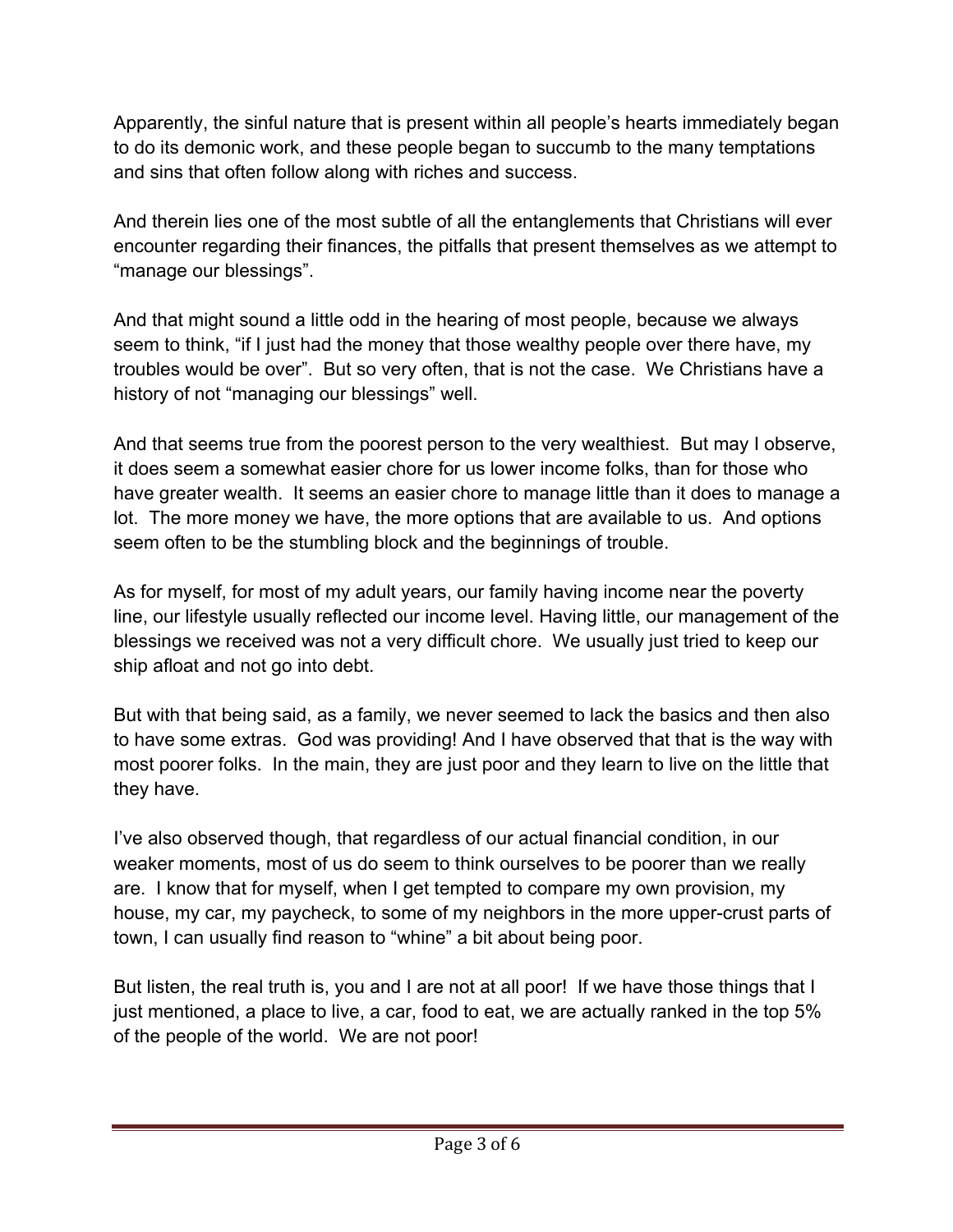Apparently, the sinful nature that is present within all people's hearts immediately began to do its demonic work, and these people began to succumb to the many temptations and sins that often follow along with riches and success.

And therein lies one of the most subtle of all the entanglements that Christians will ever encounter regarding their finances, the pitfalls that present themselves as we attempt to "manage our blessings".

And that might sound a little odd in the hearing of most people, because we always seem to think, "if I just had the money that those wealthy people over there have, my troubles would be over". But so very often, that is not the case. We Christians have a history of not "managing our blessings" well.

And that seems true from the poorest person to the very wealthiest. But may I observe, it does seem a somewhat easier chore for us lower income folks, than for those who have greater wealth. It seems an easier chore to manage little than it does to manage a lot. The more money we have, the more options that are available to us. And options seem often to be the stumbling block and the beginnings of trouble.

As for myself, for most of my adult years, our family having income near the poverty line, our lifestyle usually reflected our income level. Having little, our management of the blessings we received was not a very difficult chore. We usually just tried to keep our ship afloat and not go into debt.

But with that being said, as a family, we never seemed to lack the basics and then also to have some extras. God was providing! And I have observed that that is the way with most poorer folks. In the main, they are just poor and they learn to live on the little that they have.

I've also observed though, that regardless of our actual financial condition, in our weaker moments, most of us do seem to think ourselves to be poorer than we really are. I know that for myself, when I get tempted to compare my own provision, my house, my car, my paycheck, to some of my neighbors in the more upper-crust parts of town, I can usually find reason to "whine" a bit about being poor.

But listen, the real truth is, you and I are not at all poor! If we have those things that I just mentioned, a place to live, a car, food to eat, we are actually ranked in the top 5% of the people of the world. We are not poor!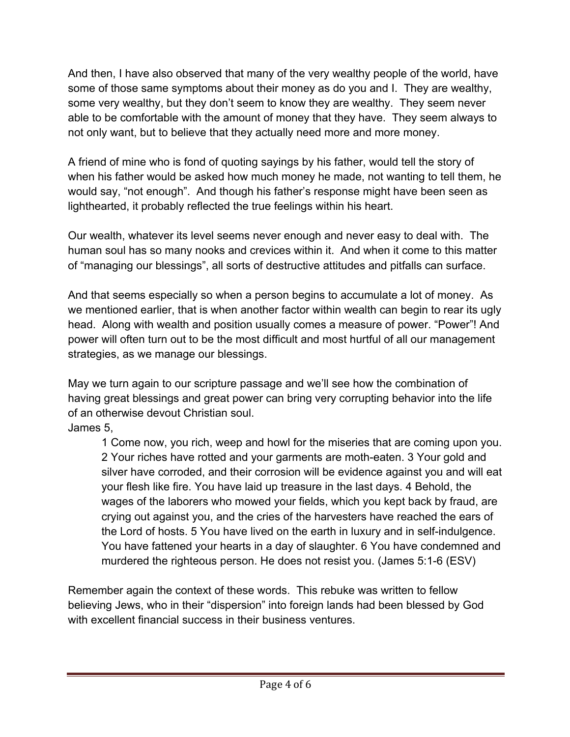And then, I have also observed that many of the very wealthy people of the world, have some of those same symptoms about their money as do you and I. They are wealthy, some very wealthy, but they don't seem to know they are wealthy. They seem never able to be comfortable with the amount of money that they have. They seem always to not only want, but to believe that they actually need more and more money.

A friend of mine who is fond of quoting sayings by his father, would tell the story of when his father would be asked how much money he made, not wanting to tell them, he would say, "not enough". And though his father's response might have been seen as lighthearted, it probably reflected the true feelings within his heart.

Our wealth, whatever its level seems never enough and never easy to deal with. The human soul has so many nooks and crevices within it. And when it come to this matter of "managing our blessings", all sorts of destructive attitudes and pitfalls can surface.

And that seems especially so when a person begins to accumulate a lot of money. As we mentioned earlier, that is when another factor within wealth can begin to rear its ugly head. Along with wealth and position usually comes a measure of power. "Power"! And power will often turn out to be the most difficult and most hurtful of all our management strategies, as we manage our blessings.

May we turn again to our scripture passage and we'll see how the combination of having great blessings and great power can bring very corrupting behavior into the life of an otherwise devout Christian soul.
James 5,

> 1 Come now, you rich, weep and howl for the miseries that are coming upon you. 2 Your riches have rotted and your garments are moth-eaten. 3 Your gold and silver have corroded, and their corrosion will be evidence against you and will eat your flesh like fire. You have laid up treasure in the last days. 4 Behold, the wages of the laborers who mowed your fields, which you kept back by fraud, are crying out against you, and the cries of the harvesters have reached the ears of the Lord of hosts. 5 You have lived on the earth in luxury and in self-indulgence. You have fattened your hearts in a day of slaughter. 6 You have condemned and murdered the righteous person. He does not resist you. (James 5:1-6 (ESV)

Remember again the context of these words. This rebuke was written to fellow believing Jews, who in their "dispersion" into foreign lands had been blessed by God with excellent financial success in their business ventures.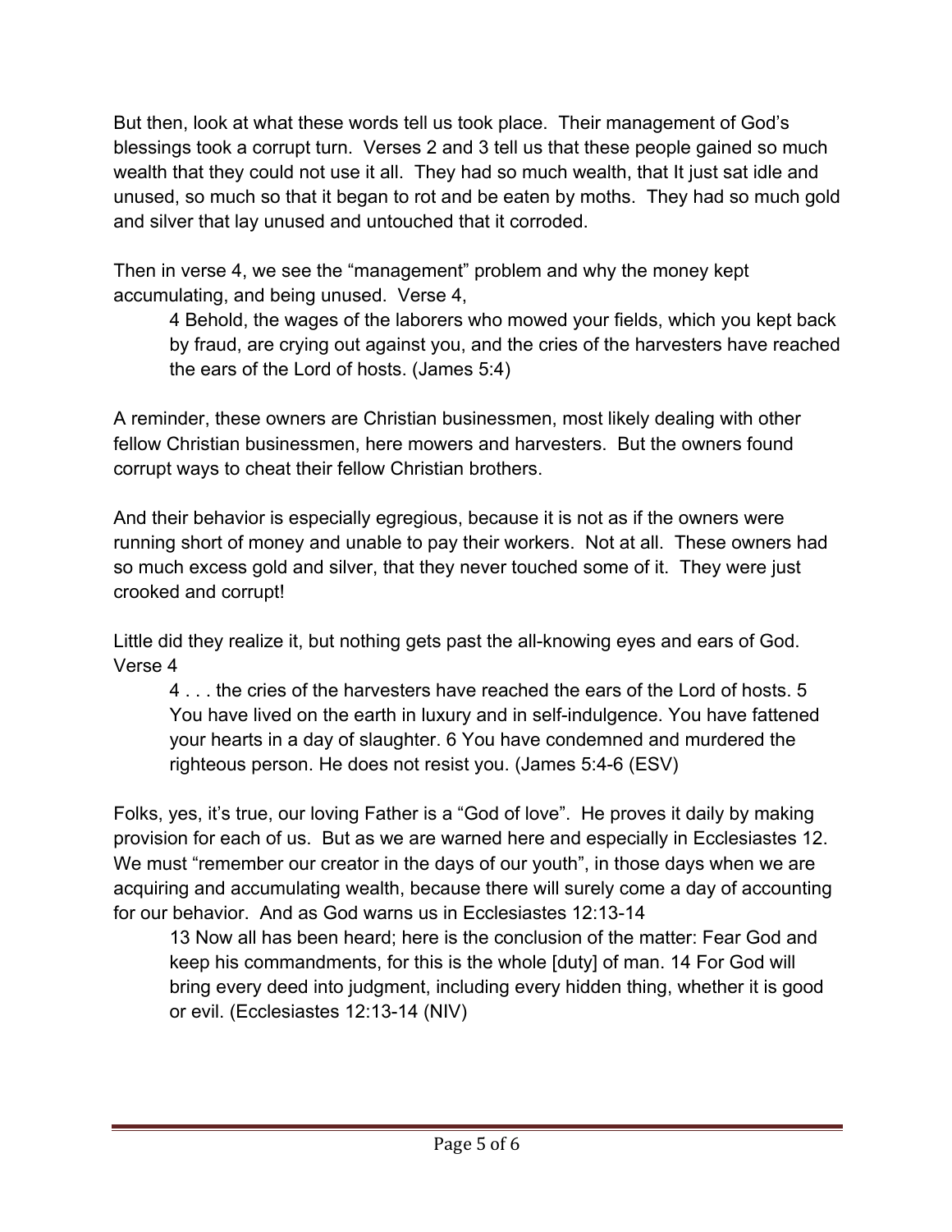But then, look at what these words tell us took place. Their management of God's blessings took a corrupt turn. Verses 2 and 3 tell us that these people gained so much wealth that they could not use it all. They had so much wealth, that It just sat idle and unused, so much so that it began to rot and be eaten by moths. They had so much gold and silver that lay unused and untouched that it corroded.

Then in verse 4, we see the "management" problem and why the money kept accumulating, and being unused. Verse 4,

> 4 Behold, the wages of the laborers who mowed your fields, which you kept back by fraud, are crying out against you, and the cries of the harvesters have reached the ears of the Lord of hosts. (James 5:4)

A reminder, these owners are Christian businessmen, most likely dealing with other fellow Christian businessmen, here mowers and harvesters. But the owners found corrupt ways to cheat their fellow Christian brothers.

And their behavior is especially egregious, because it is not as if the owners were running short of money and unable to pay their workers. Not at all. These owners had so much excess gold and silver, that they never touched some of it. They were just crooked and corrupt!

Little did they realize it, but nothing gets past the all-knowing eyes and ears of God. Verse 4

> 4 . . . the cries of the harvesters have reached the ears of the Lord of hosts. 5 You have lived on the earth in luxury and in self-indulgence. You have fattened your hearts in a day of slaughter. 6 You have condemned and murdered the righteous person. He does not resist you. (James 5:4-6 (ESV)

Folks, yes, it's true, our loving Father is a "God of love". He proves it daily by making provision for each of us. But as we are warned here and especially in Ecclesiastes 12. We must "remember our creator in the days of our youth", in those days when we are acquiring and accumulating wealth, because there will surely come a day of accounting for our behavior. And as God warns us in Ecclesiastes 12:13-14

> 13 Now all has been heard; here is the conclusion of the matter: Fear God and keep his commandments, for this is the whole [duty] of man. 14 For God will bring every deed into judgment, including every hidden thing, whether it is good or evil. (Ecclesiastes 12:13-14 (NIV)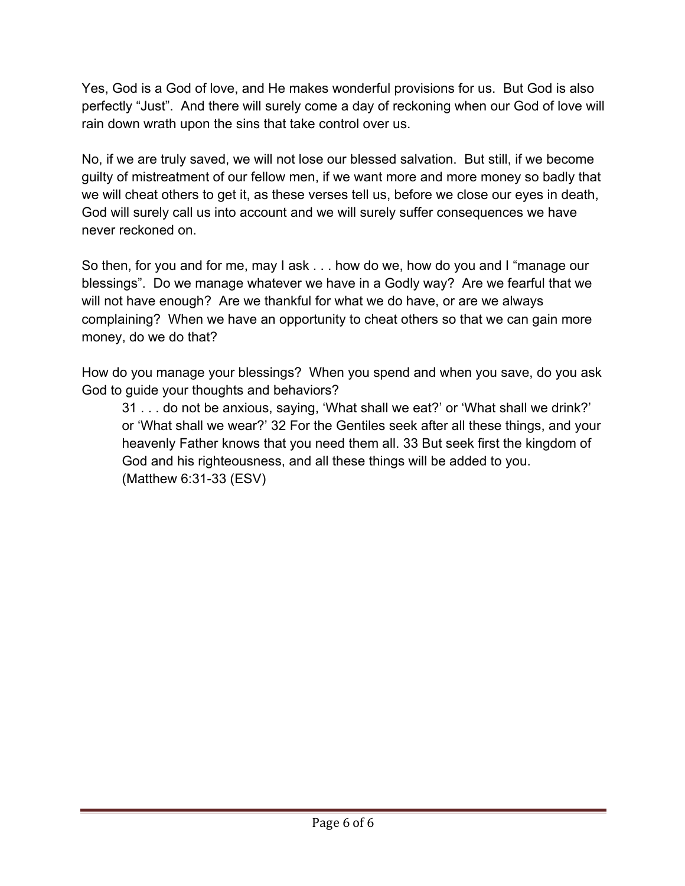Yes, God is a God of love, and He makes wonderful provisions for us. But God is also perfectly "Just". And there will surely come a day of reckoning when our God of love will rain down wrath upon the sins that take control over us.

No, if we are truly saved, we will not lose our blessed salvation. But still, if we become guilty of mistreatment of our fellow men, if we want more and more money so badly that we will cheat others to get it, as these verses tell us, before we close our eyes in death, God will surely call us into account and we will surely suffer consequences we have never reckoned on.

So then, for you and for me, may I ask . . . how do we, how do you and I "manage our blessings". Do we manage whatever we have in a Godly way? Are we fearful that we will not have enough? Are we thankful for what we do have, or are we always complaining? When we have an opportunity to cheat others so that we can gain more money, do we do that?

How do you manage your blessings? When you spend and when you save, do you ask God to guide your thoughts and behaviors?

> 31 . . . do not be anxious, saying, 'What shall we eat?' or 'What shall we drink?' or 'What shall we wear?' 32 For the Gentiles seek after all these things, and your heavenly Father knows that you need them all. 33 But seek first the kingdom of God and his righteousness, and all these things will be added to you.
> (Matthew 6:31-33 (ESV)